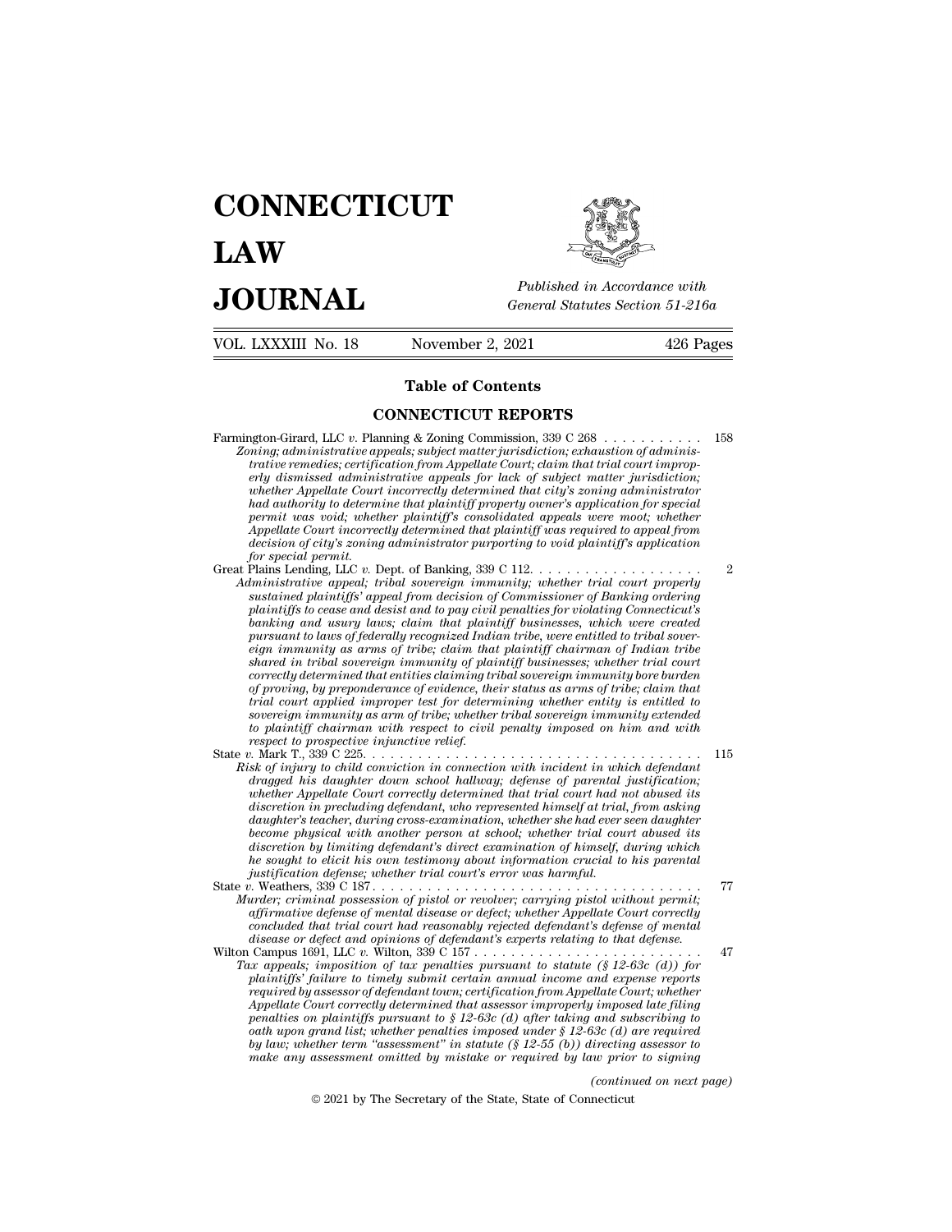# CONNECTICUT LAW JOURNAL

*Published in Accordance with General Statutes Section 51-216a*

VOL. LXXXIII No. 18 — November 2, 2021 — 426 Pages

## Table of Contents

### CONNECTICUT REPORTS

Farmington-Girard, LLC *v.* Planning & Zoning Commission, 339 C 268 . . . . . . . . . . . 158
*Zoning; administrative appeals; subject matter jurisdiction; exhaustion of administrative remedies; certification from Appellate Court; claim that trial court improperly dismissed administrative appeals for lack of subject matter jurisdiction; whether Appellate Court incorrectly determined that city's zoning administrator had authority to determine that plaintiff property owner's application for special permit was void; whether plaintiff's consolidated appeals were moot; whether Appellate Court incorrectly determined that plaintiff was required to appeal from decision of city's zoning administrator purporting to void plaintiff's application for special permit.*

Great Plains Lending, LLC *v.* Dept. of Banking, 339 C 112. . . . . . . . . . . . . . . . . . . 2
*Administrative appeal; tribal sovereign immunity; whether trial court properly sustained plaintiffs' appeal from decision of Commissioner of Banking ordering plaintiffs to cease and desist and to pay civil penalties for violating Connecticut's banking and usury laws; claim that plaintiff businesses, which were created pursuant to laws of federally recognized Indian tribe, were entitled to tribal sovereign immunity as arms of tribe; claim that plaintiff chairman of Indian tribe shared in tribal sovereign immunity of plaintiff businesses; whether trial court correctly determined that entities claiming tribal sovereign immunity bore burden of proving, by preponderance of evidence, their status as arms of tribe; claim that trial court applied improper test for determining whether entity is entitled to sovereign immunity as arm of tribe; whether tribal sovereign immunity extended to plaintiff chairman with respect to civil penalty imposed on him and with respect to prospective injunctive relief.*

State *v.* Mark T., 339 C 225. . . . . . . . . . . . . . . . . . . . . . . . . . . . . . . . . . . . 115
*Risk of injury to child conviction in connection with incident in which defendant dragged his daughter down school hallway; defense of parental justification; whether Appellate Court correctly determined that trial court had not abused its discretion in precluding defendant, who represented himself at trial, from asking daughter's teacher, during cross-examination, whether she had ever seen daughter become physical with another person at school; whether trial court abused its discretion by limiting defendant's direct examination of himself, during which he sought to elicit his own testimony about information crucial to his parental justification defense; whether trial court's error was harmful.*

State *v.* Weathers, 339 C 187. . . . . . . . . . . . . . . . . . . . . . . . . . . . . . . . . . . . 77
*Murder; criminal possession of pistol or revolver; carrying pistol without permit; affirmative defense of mental disease or defect; whether Appellate Court correctly concluded that trial court had reasonably rejected defendant's defense of mental disease or defect and opinions of defendant's experts relating to that defense.*

Wilton Campus 1691, LLC *v.* Wilton, 339 C 157 . . . . . . . . . . . . . . . . . . . . . . . . . 47
*Tax appeals; imposition of tax penalties pursuant to statute (§ 12-63c (d)) for plaintiffs' failure to timely submit certain annual income and expense reports required by assessor of defendant town; certification from Appellate Court; whether Appellate Court correctly determined that assessor improperly imposed late filing penalties on plaintiffs pursuant to § 12-63c (d) after taking and subscribing to oath upon grand list; whether penalties imposed under § 12-63c (d) are required by law; whether term "assessment" in statute (§ 12-55 (b)) directing assessor to make any assessment omitted by mistake or required by law prior to signing*

*(continued on next page)*

© 2021 by The Secretary of the State, State of Connecticut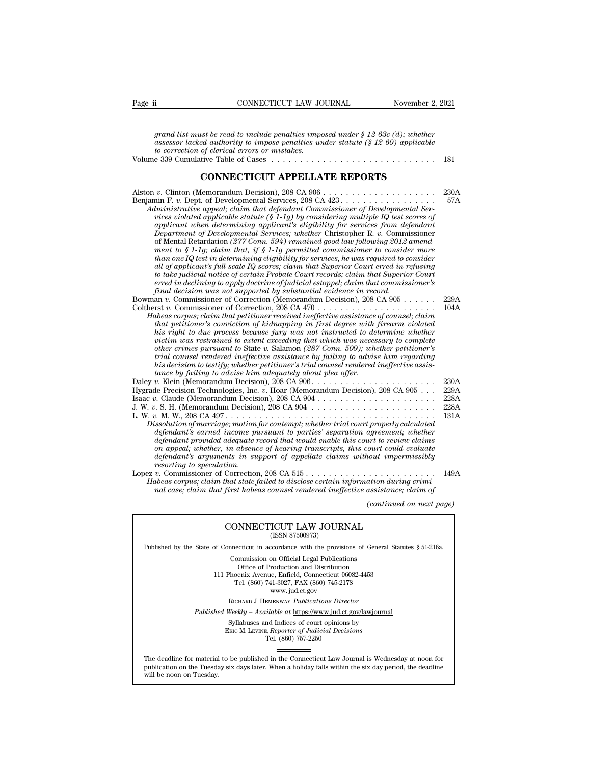*grand list must be read to include penalties imposed under § 12-63c (d); whether assessor lacked authority to impose penalties under statute (§ 12-60) applicable to correction of clerical errors or mistakes.*

Volume 339 Cumulative Table of Cases . . . . . . . . . . . . . . . . . . . . . . . . . . . . 181

## CONNECTICUT APPELLATE REPORTS

Alston *v.* Clinton (Memorandum Decision), 208 CA 906 . . . . . . . . . . . . . . . . . . . . 230A

Benjamin F. *v.* Dept. of Developmental Services, 208 CA 423 . . . . . . . . . . . . . . . . 57A

*Administrative appeal; claim that defendant Commissioner of Developmental Services violated applicable statute (§ 1-1g) by considering multiple IQ test scores of applicant when determining applicant's eligibility for services from defendant Department of Developmental Services; whether* Christopher R. *v.* Commissioner of Mental Retardation *(277 Conn. 594) remained good law following 2012 amendment to § 1-1g; claim that, if § 1-1g permitted commissioner to consider more than one IQ test in determining eligibility for services, he was required to consider all of applicant's full-scale IQ scores; claim that Superior Court erred in refusing to take judicial notice of certain Probate Court records; claim that Superior Court erred in declining to apply doctrine of judicial estoppel; claim that commissioner's final decision was not supported by substantial evidence in record.*

Bowman *v.* Commissioner of Correction (Memorandum Decision), 208 CA 905 . . . . . . 229A

Coltherst *v.* Commissioner of Correction, 208 CA 470 . . . . . . . . . . . . . . . . . . . . 104A

*Habeas corpus; claim that petitioner received ineffective assistance of counsel; claim that petitioner's conviction of kidnapping in first degree with firearm violated his right to due process because jury was not instructed to determine whether victim was restrained to extent exceeding that which was necessary to complete other crimes pursuant to* State *v.* Salamon *(287 Conn. 509); whether petitioner's trial counsel rendered ineffective assistance by failing to advise him regarding his decision to testify; whether petitioner's trial counsel rendered ineffective assistance by failing to advise him adequately about plea offer.*

Daley *v.* Klein (Memorandum Decision), 208 CA 906 . . . . . . . . . . . . . . . . . . . . . 230A

Hygrade Precision Technologies, Inc. *v.* Hoar (Memorandum Decision), 208 CA 905 . . . 229A

Isaac *v.* Claude (Memorandum Decision), 208 CA 904 . . . . . . . . . . . . . . . . . . . . 228A

J. W. *v.* S. H. (Memorandum Decision), 208 CA 904 . . . . . . . . . . . . . . . . . . . . . 228A

L. W. *v.* M. W., 208 CA 497 . . . . . . . . . . . . . . . . . . . . . . . . . . . . . . . . . . 131A

*Dissolution of marriage; motion for contempt; whether trial court properly calculated defendant's earned income pursuant to parties' separation agreement; whether defendant provided adequate record that would enable this court to review claims on appeal; whether, in absence of hearing transcripts, this court could evaluate defendant's arguments in support of appellate claims without impermissibly resorting to speculation.*

Lopez *v.* Commissioner of Correction, 208 CA 515 . . . . . . . . . . . . . . . . . . . . . . 149A

*Habeas corpus; claim that state failed to disclose certain information during criminal case; claim that first habeas counsel rendered ineffective assistance; claim of*

*(continued on next page)*

---

CONNECTICUT LAW JOURNAL
(ISSN 87500973)

Published by the State of Connecticut in accordance with the provisions of General Statutes § 51-216a.

Commission on Official Legal Publications
Office of Production and Distribution
111 Phoenix Avenue, Enfield, Connecticut 06082-4453
Tel. (860) 741-3027, FAX (860) 745-2178
www.jud.ct.gov

RICHARD J. HEMENWAY, *Publications Director*

*Published Weekly – Available at* https://www.jud.ct.gov/lawjournal

Syllabuses and Indices of court opinions by
ERIC M. LEVINE, *Reporter of Judicial Decisions*
Tel. (860) 757-2250

The deadline for material to be published in the Connecticut Law Journal is Wednesday at noon for publication on the Tuesday six days later. When a holiday falls within the six day period, the deadline will be noon on Tuesday.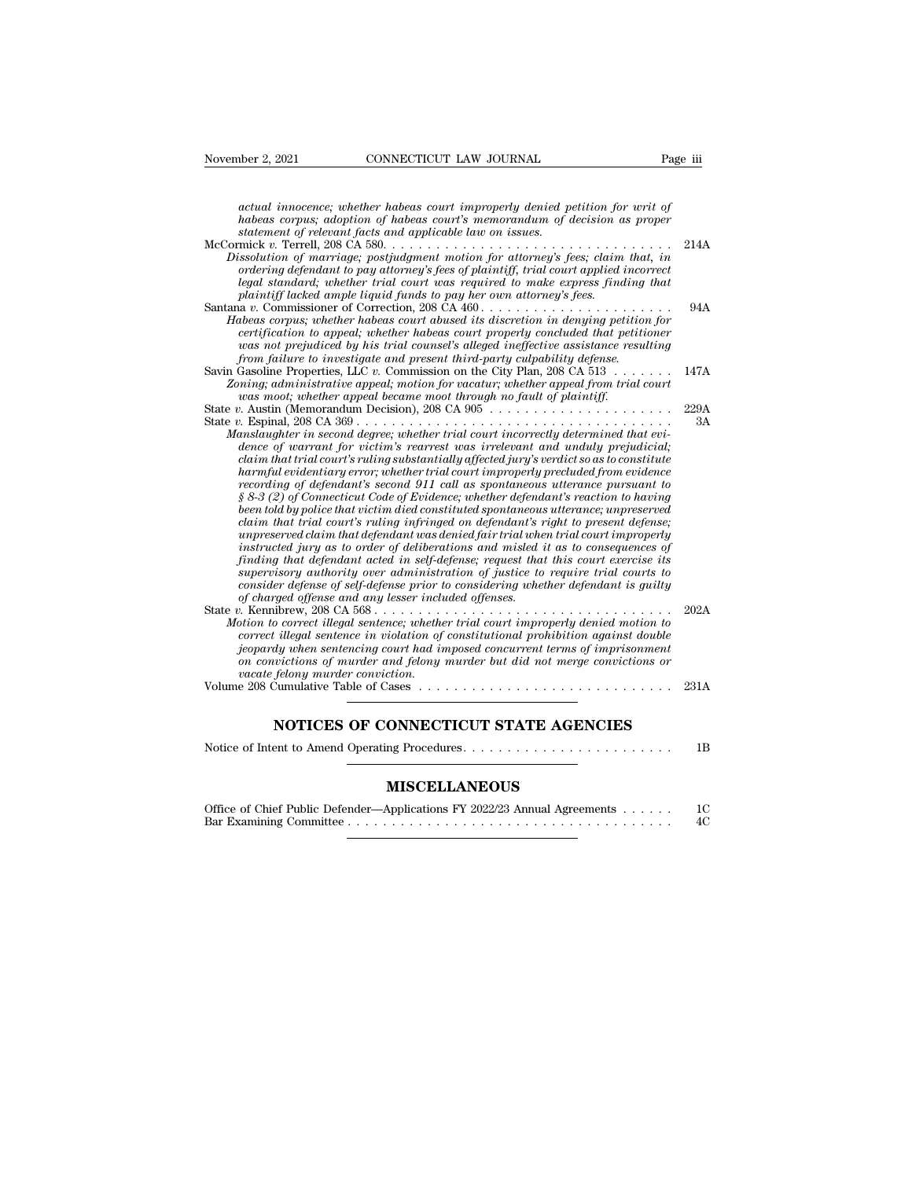*actual innocence; whether habeas court improperly denied petition for writ of habeas corpus; adoption of habeas court's memorandum of decision as proper statement of relevant facts and applicable law on issues.*

McCormick *v.* Terrell, 208 CA 580. . . . . . . . . . . . . . . . . . . . . . . . . . . . . . . . . 214A

*Dissolution of marriage; postjudgment motion for attorney's fees; claim that, in ordering defendant to pay attorney's fees of plaintiff, trial court applied incorrect legal standard; whether trial court was required to make express finding that plaintiff lacked ample liquid funds to pay her own attorney's fees.*

Santana *v.* Commissioner of Correction, 208 CA 460 . . . . . . . . . . . . . . . . . . . . . . 94A

*Habeas corpus; whether habeas court abused its discretion in denying petition for certification to appeal; whether habeas court properly concluded that petitioner was not prejudiced by his trial counsel's alleged ineffective assistance resulting from failure to investigate and present third-party culpability defense.*

Savin Gasoline Properties, LLC *v.* Commission on the City Plan, 208 CA 513 . . . . . . . 147A

*Zoning; administrative appeal; motion for vacatur; whether appeal from trial court was moot; whether appeal became moot through no fault of plaintiff.*

State *v.* Austin (Memorandum Decision), 208 CA 905 . . . . . . . . . . . . . . . . . . . . . 229A

State *v.* Espinal, 208 CA 369 . . . . . . . . . . . . . . . . . . . . . . . . . . . . . . . . . . . . 3A

*Manslaughter in second degree; whether trial court incorrectly determined that evidence of warrant for victim's rearrest was irrelevant and unduly prejudicial; claim that trial court's ruling substantially affected jury's verdict so as to constitute harmful evidentiary error; whether trial court improperly precluded from evidence recording of defendant's second 911 call as spontaneous utterance pursuant to § 8-3 (2) of Connecticut Code of Evidence; whether defendant's reaction to having been told by police that victim died constituted spontaneous utterance; unpreserved claim that trial court's ruling infringed on defendant's right to present defense; unpreserved claim that defendant was denied fair trial when trial court improperly instructed jury as to order of deliberations and misled it as to consequences of finding that defendant acted in self-defense; request that this court exercise its supervisory authority over administration of justice to require trial courts to consider defense of self-defense prior to considering whether defendant is guilty of charged offense and any lesser included offenses.*

State *v.* Kennibrew, 208 CA 568 . . . . . . . . . . . . . . . . . . . . . . . . . . . . . . . . . . 202A

*Motion to correct illegal sentence; whether trial court improperly denied motion to correct illegal sentence in violation of constitutional prohibition against double jeopardy when sentencing court had imposed concurrent terms of imprisonment on convictions of murder and felony murder but did not merge convictions or vacate felony murder conviction.*

Volume 208 Cumulative Table of Cases . . . . . . . . . . . . . . . . . . . . . . . . . . . . . 231A

## NOTICES OF CONNECTICUT STATE AGENCIES

Notice of Intent to Amend Operating Procedures. . . . . . . . . . . . . . . . . . . . . . . . . 1B

## MISCELLANEOUS

Office of Chief Public Defender—Applications FY 2022/23 Annual Agreements . . . . . . 1C

Bar Examining Committee . . . . . . . . . . . . . . . . . . . . . . . . . . . . . . . . . . . . . 4C